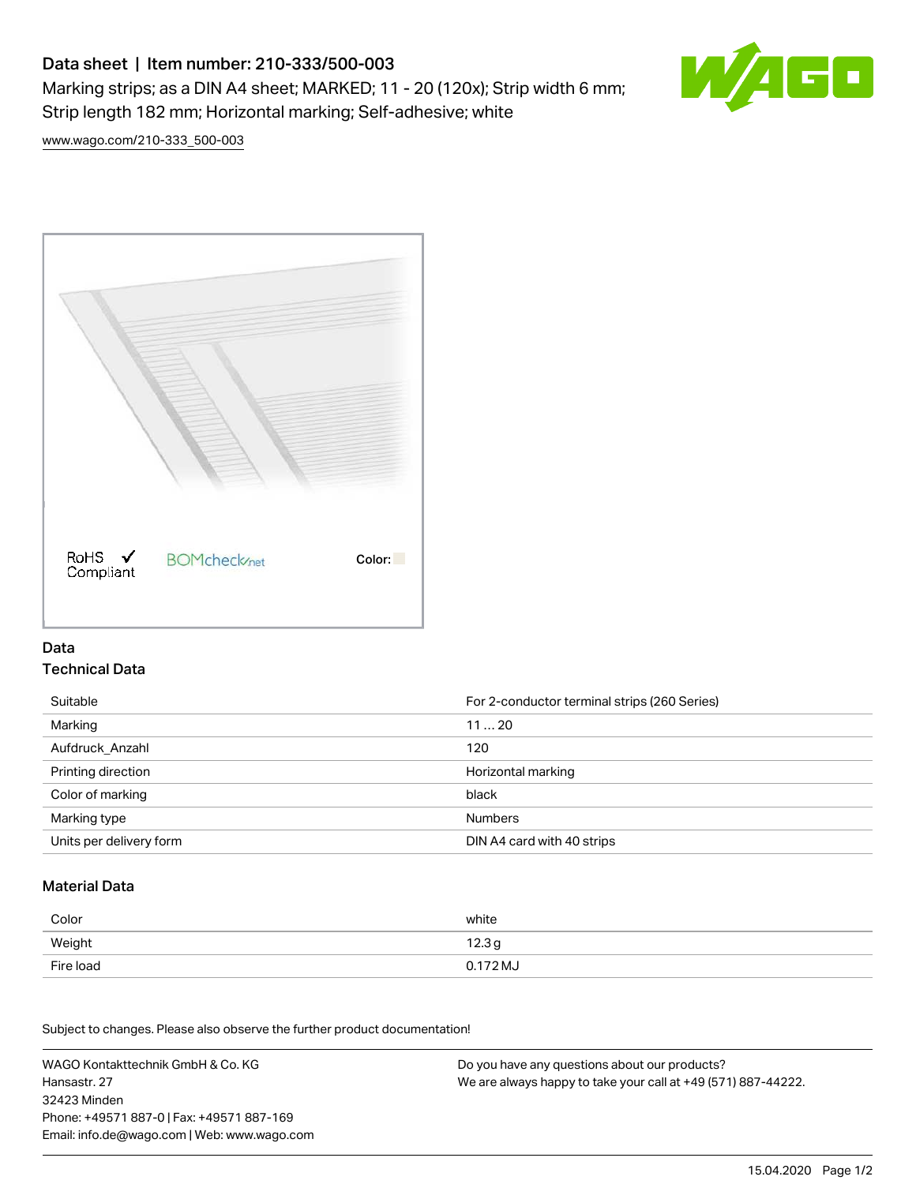# Data sheet | Item number: 210-333/500-003

Marking strips; as a DIN A4 sheet; MARKED; 11 - 20 (120x); Strip width 6 mm; Strip length 182 mm; Horizontal marking; Self-adhesive; white

www.wago.com/210-333_500-003

RoHS ✓ Compliant BOMcheck.net Color:

## Data

### Technical Data

| | |
|---|---|
| Suitable | For 2-conductor terminal strips (260 Series) |
| Marking | 11 … 20 |
| Aufdruck_Anzahl | 120 |
| Printing direction | Horizontal marking |
| Color of marking | black |
| Marking type | Numbers |
| Units per delivery form | DIN A4 card with 40 strips |

### Material Data

| | |
|---|---|
| Color | white |
| Weight | 12.3 g |
| Fire load | 0.172 MJ |

Subject to changes. Please also observe the further product documentation!

WAGO Kontakttechnik GmbH & Co. KG
Hansastr. 27
32423 Minden
Phone: +49571 887-0 | Fax: +49571 887-169
Email: info.de@wago.com | Web: www.wago.com

Do you have any questions about our products?
We are always happy to take your call at +49 (571) 887-44222.

15.04.2020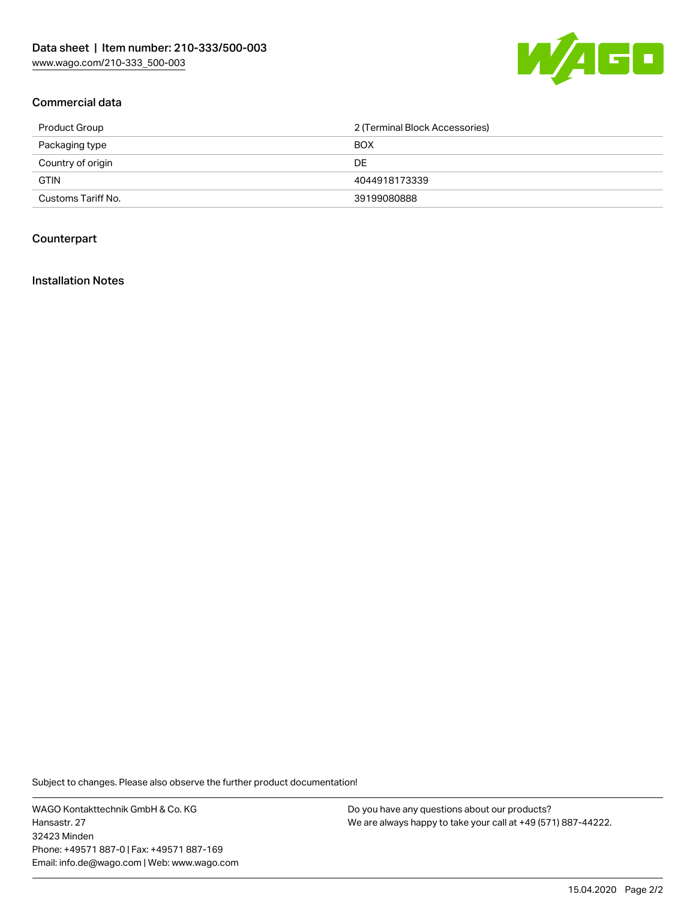### Commercial data

| | |
|---|---|
| Product Group | 2 (Terminal Block Accessories) |
| Packaging type | BOX |
| Country of origin | DE |
| GTIN | 4044918173339 |
| Customs Tariff No. | 39199080888 |

### Counterpart

### Installation Notes

Subject to changes. Please also observe the further product documentation!

WAGO Kontakttechnik GmbH & Co. KG
Hansastr. 27
32423 Minden
Phone: +49571 887-0 | Fax: +49571 887-169
Email: info.de@wago.com | Web: www.wago.com

Do you have any questions about our products?
We are always happy to take your call at +49 (571) 887-44222.